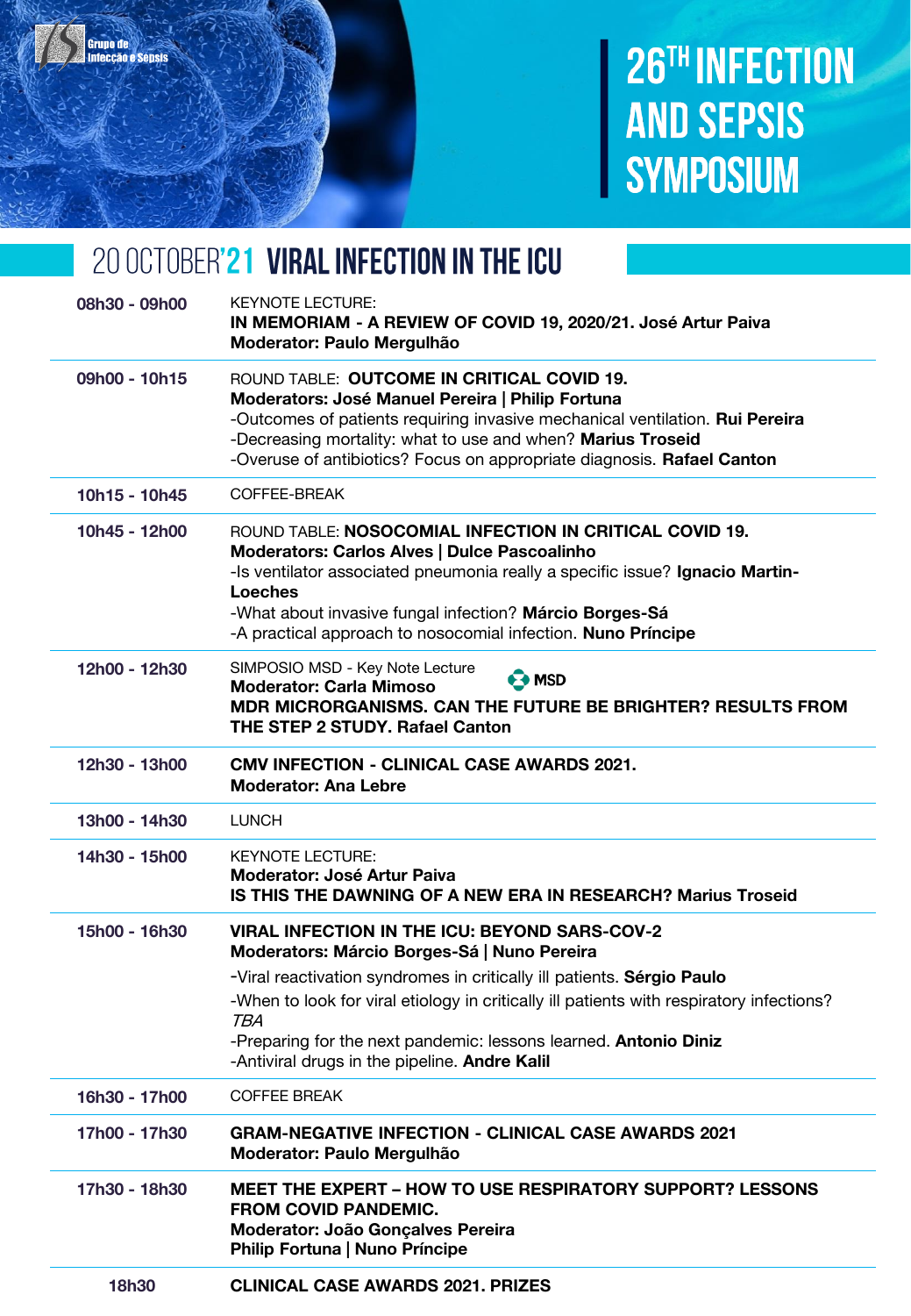Grupo de Infecção e Sepsis

# 26TH INFECTION AND SEPSIS SYMPOSIUM

## 20 OCTOBER'21 VIRAL INFECTION IN THE ICU

| | |
|---|---|
| **08h30 - 09h00** | KEYNOTE LECTURE: **IN MEMORIAM - A REVIEW OF COVID 19, 2020/21. José Artur Paiva** **Moderator: Paulo Mergulhão** |
| **09h00 - 10h15** | ROUND TABLE: **OUTCOME IN CRITICAL COVID 19.** **Moderators: José Manuel Pereira \| Philip Fortuna** -Outcomes of patients requiring invasive mechanical ventilation. **Rui Pereira** -Decreasing mortality: what to use and when? **Marius Troseid** -Overuse of antibiotics? Focus on appropriate diagnosis. **Rafael Canton** |
| **10h15 - 10h45** | COFFEE-BREAK |
| **10h45 - 12h00** | ROUND TABLE: **NOSOCOMIAL INFECTION IN CRITICAL COVID 19.** **Moderators: Carlos Alves \| Dulce Pascoalinho** -Is ventilator associated pneumonia really a specific issue? **Ignacio Martin-Loeches** -What about invasive fungal infection? **Márcio Borges-Sá** -A practical approach to nosocomial infection. **Nuno Príncipe** |
| **12h00 - 12h30** | SIMPOSIO MSD - Key Note Lecture MSD **Moderator: Carla Mimoso** **MDR MICRORGANISMS. CAN THE FUTURE BE BRIGHTER? RESULTS FROM THE STEP 2 STUDY. Rafael Canton** |
| **12h30 - 13h00** | **CMV INFECTION - CLINICAL CASE AWARDS 2021.** **Moderator: Ana Lebre** |
| **13h00 - 14h30** | LUNCH |
| **14h30 - 15h00** | KEYNOTE LECTURE: **Moderator: José Artur Paiva** **IS THIS THE DAWNING OF A NEW ERA IN RESEARCH? Marius Troseid** |
| **15h00 - 16h30** | **VIRAL INFECTION IN THE ICU: BEYOND SARS-COV-2** **Moderators: Márcio Borges-Sá \| Nuno Pereira** -Viral reactivation syndromes in critically ill patients. **Sérgio Paulo** -When to look for viral etiology in critically ill patients with respiratory infections? *TBA* -Preparing for the next pandemic: lessons learned. **Antonio Diniz** -Antiviral drugs in the pipeline. **Andre Kalil** |
| **16h30 - 17h00** | COFFEE BREAK |
| **17h00 - 17h30** | **GRAM-NEGATIVE INFECTION - CLINICAL CASE AWARDS 2021** **Moderator: Paulo Mergulhão** |
| **17h30 - 18h30** | **MEET THE EXPERT – HOW TO USE RESPIRATORY SUPPORT? LESSONS FROM COVID PANDEMIC.** **Moderator: João Gonçalves Pereira** **Philip Fortuna \| Nuno Príncipe** |
| **18h30** | **CLINICAL CASE AWARDS 2021. PRIZES** |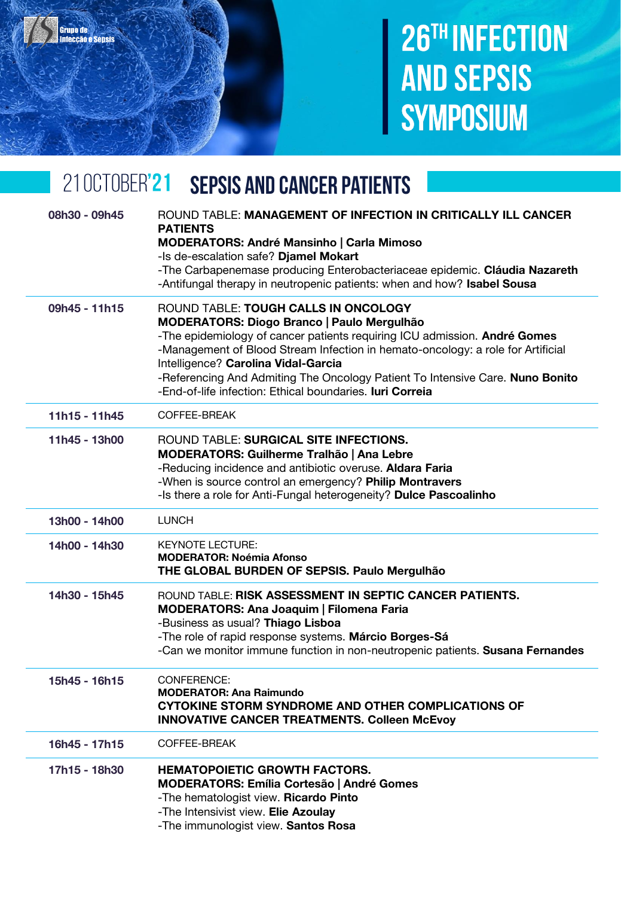Grupo de Infecção e Sepsis

# 26TH INFECTION AND SEPSIS SYMPOSIUM

## 21 OCTOBER'21 SEPSIS AND CANCER PATIENTS

| | |
|---|---|
| **08h30 - 09h45** | ROUND TABLE: **MANAGEMENT OF INFECTION IN CRITICALLY ILL CANCER PATIENTS**<br>**MODERATORS: André Mansinho \| Carla Mimoso**<br>-Is de-escalation safe? **Djamel Mokart**<br>-The Carbapenemase producing Enterobacteriaceae epidemic. **Cláudia Nazareth**<br>-Antifungal therapy in neutropenic patients: when and how? **Isabel Sousa** |
| **09h45 - 11h15** | ROUND TABLE: **TOUGH CALLS IN ONCOLOGY**<br>**MODERATORS: Diogo Branco \| Paulo Mergulhão**<br>-The epidemiology of cancer patients requiring ICU admission. **André Gomes**<br>-Management of Blood Stream Infection in hemato-oncology: a role for Artificial Intelligence? **Carolina Vidal-Garcia**<br>-Referencing And Admiting The Oncology Patient To Intensive Care. **Nuno Bonito**<br>-End-of-life infection: Ethical boundaries. **Iuri Correia** |
| **11h15 - 11h45** | COFFEE-BREAK |
| **11h45 - 13h00** | ROUND TABLE: **SURGICAL SITE INFECTIONS.**<br>**MODERATORS: Guilherme Tralhão \| Ana Lebre**<br>-Reducing incidence and antibiotic overuse. **Aldara Faria**<br>-When is source control an emergency? **Philip Montravers**<br>-Is there a role for Anti-Fungal heterogeneity? **Dulce Pascoalinho** |
| **13h00 - 14h00** | LUNCH |
| **14h00 - 14h30** | KEYNOTE LECTURE:<br>**MODERATOR: Noémia Afonso**<br>**THE GLOBAL BURDEN OF SEPSIS. Paulo Mergulhão** |
| **14h30 - 15h45** | ROUND TABLE: **RISK ASSESSMENT IN SEPTIC CANCER PATIENTS.**<br>**MODERATORS: Ana Joaquim \| Filomena Faria**<br>-Business as usual? **Thiago Lisboa**<br>-The role of rapid response systems. **Márcio Borges-Sá**<br>-Can we monitor immune function in non-neutropenic patients. **Susana Fernandes** |
| **15h45 - 16h15** | CONFERENCE:<br>**MODERATOR: Ana Raimundo**<br>**CYTOKINE STORM SYNDROME AND OTHER COMPLICATIONS OF INNOVATIVE CANCER TREATMENTS. Colleen McEvoy** |
| **16h45 - 17h15** | COFFEE-BREAK |
| **17h15 - 18h30** | **HEMATOPOIETIC GROWTH FACTORS.**<br>**MODERATORS: Emília Cortesão \| André Gomes**<br>-The hematologist view. **Ricardo Pinto**<br>-The Intensivist view. **Elie Azoulay**<br>-The immunologist view. **Santos Rosa** |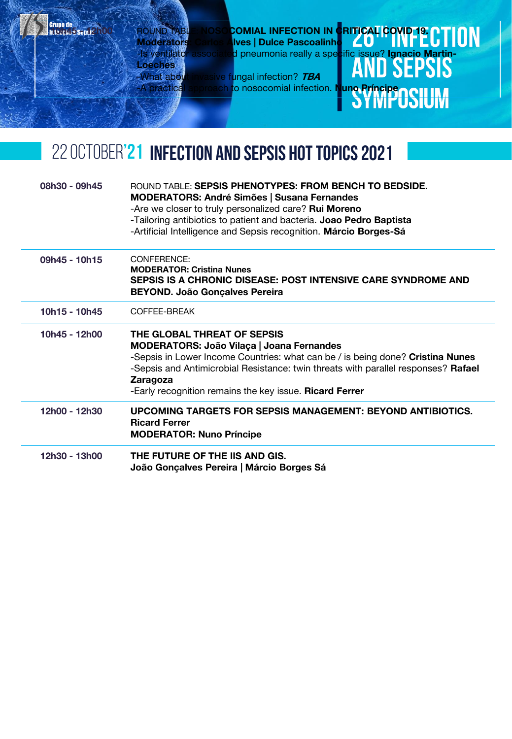ROUND TABLE: NOSOCOMIAL INFECTION IN CRITICAL COVID 19.
**Moderators: Carlos Alves | Dulce Pascoalinho**
-Is ventilator associated pneumonia really a specific issue? **Ignacio Martin-Loeches**
-What about invasive fungal infection? ***TBA***
-A practical approach to nosocomial infection. **Nuno Príncipe**

# 26TH INFECTION AND SEPSIS SYMPOSIUM

## 22 OCTOBER'21 INFECTION AND SEPSIS HOT TOPICS 2021

| | |
|---|---|
| 08h30 - 09h45 | ROUND TABLE: **SEPSIS PHENOTYPES: FROM BENCH TO BEDSIDE.**<br>**MODERATORS: André Simões \| Susana Fernandes**<br>-Are we closer to truly personalized care? **Rui Moreno**<br>-Tailoring antibiotics to patient and bacteria. **Joao Pedro Baptista**<br>-Artificial Intelligence and Sepsis recognition. **Márcio Borges-Sá** |
| 09h45 - 10h15 | CONFERENCE:<br>**MODERATOR: Cristina Nunes**<br>**SEPSIS IS A CHRONIC DISEASE: POST INTENSIVE CARE SYNDROME AND BEYOND. João Gonçalves Pereira** |
| 10h15 - 10h45 | COFFEE-BREAK |
| 10h45 - 12h00 | **THE GLOBAL THREAT OF SEPSIS**<br>**MODERATORS: João Vilaça \| Joana Fernandes**<br>-Sepsis in Lower Income Countries: what can be / is being done? **Cristina Nunes**<br>-Sepsis and Antimicrobial Resistance: twin threats with parallel responses? **Rafael Zaragoza**<br>-Early recognition remains the key issue. **Ricard Ferrer** |
| 12h00 - 12h30 | **UPCOMING TARGETS FOR SEPSIS MANAGEMENT: BEYOND ANTIBIOTICS.**<br>**Ricard Ferrer**<br>**MODERATOR: Nuno Príncipe** |
| 12h30 - 13h00 | **THE FUTURE OF THE IIS AND GIS.**<br>**João Gonçalves Pereira \| Márcio Borges Sá** |